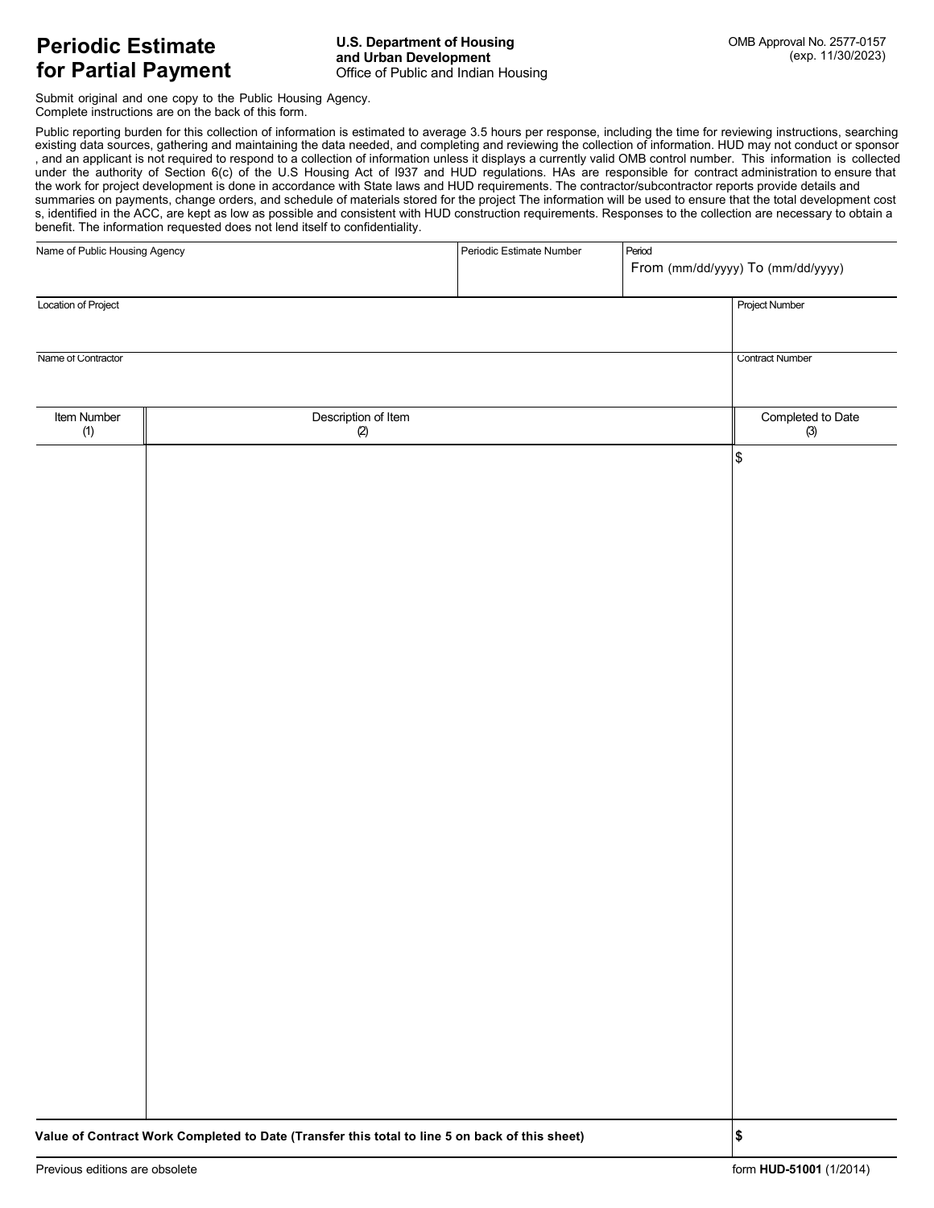# Periodic Estimate for Partial Payment

**U.S. Department of Housing and Urban Development**
Office of Public and Indian Housing

OMB Approval No. 2577-0157
(exp. 11/30/2023)

Submit original and one copy to the Public Housing Agency.
Complete instructions are on the back of this form.

Public reporting burden for this collection of information is estimated to average 3.5 hours per response, including the time for reviewing instructions, searching existing data sources, gathering and maintaining the data needed, and completing and reviewing the collection of information. HUD may not conduct or sponsor , and an applicant is not required to respond to a collection of information unless it displays a currently valid OMB control number. This information is collected under the authority of Section 6(c) of the U.S Housing Act of l937 and HUD regulations. HAs are responsible for contract administration to ensure that the work for project development is done in accordance with State laws and HUD requirements. The contractor/subcontractor reports provide details and summaries on payments, change orders, and schedule of materials stored for the project The information will be used to ensure that the total development cost s, identified in the ACC, are kept as low as possible and consistent with HUD construction requirements. Responses to the collection are necessary to obtain a benefit. The information requested does not lend itself to confidentiality.

| Name of Public Housing Agency | Periodic Estimate Number | Period From (mm/dd/yyyy) To (mm/dd/yyyy) |
|---|---|---|
| | | |

| Location of Project | Project Number |
|---|---|
| | |
| **Name of Contractor** | **Contract Number** |
| | |

| Item Number (1) | Description of Item (2) | Completed to Date (3) |
|---|---|---|
| | | $ |
| | **Value of Contract Work Completed to Date (Transfer this total to line 5 on back of this sheet)** | **$** |

Previous editions are obsolete

form **HUD-51001** (1/2014)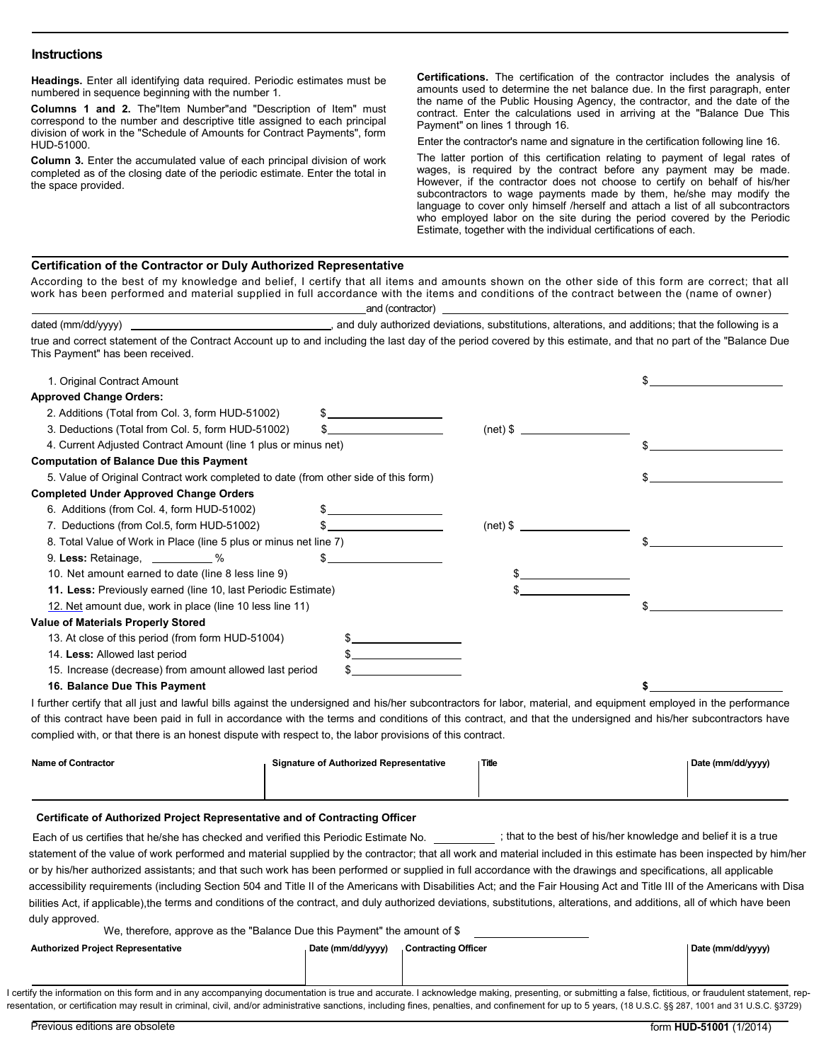## Instructions

**Headings.** Enter all identifying data required. Periodic estimates must be numbered in sequence beginning with the number 1.

**Columns 1 and 2.** The"Item Number"and "Description of Item" must correspond to the number and descriptive title assigned to each principal division of work in the "Schedule of Amounts for Contract Payments", form HUD-51000.

**Column 3.** Enter the accumulated value of each principal division of work completed as of the closing date of the periodic estimate. Enter the total in the space provided.

**Certifications.** The certification of the contractor includes the analysis of amounts used to determine the net balance due. In the first paragraph, enter the name of the Public Housing Agency, the contractor, and the date of the contract. Enter the calculations used in arriving at the "Balance Due This Payment" on lines 1 through 16.

Enter the contractor's name and signature in the certification following line 16.

The latter portion of this certification relating to payment of legal rates of wages, is required by the contract before any payment may be made. However, if the contractor does not choose to certify on behalf of his/her subcontractors to wage payments made by them, he/she may modify the language to cover only himself /herself and attach a list of all subcontractors who employed labor on the site during the period covered by the Periodic Estimate, together with the individual certifications of each.

## Certification of the Contractor or Duly Authorized Representative

According to the best of my knowledge and belief, I certify that all items and amounts shown on the other side of this form are correct; that all work has been performed and material supplied in full accordance with the items and conditions of the contract between the (name of owner) ______________________ and (contractor) ______________________ dated (mm/dd/yyyy) ______________________, and duly authorized deviations, substitutions, alterations, and additions; that the following is a true and correct statement of the Contract Account up to and including the last day of the period covered by this estimate, and that no part of the "Balance Due This Payment" has been received.

1. Original Contract Amount $ ______________

**Approved Change Orders:**

2. Additions (Total from Col. 3, form HUD-51002) $ ______________
3. Deductions (Total from Col. 5, form HUD-51002) $ ______________ (net) $ ______________
4. Current Adjusted Contract Amount (line 1 plus or minus net) $ ______________

**Computation of Balance Due this Payment**

5. Value of Original Contract work completed to date (from other side of this form) $ ______________

**Completed Under Approved Change Orders**

6. Additions (from Col. 4, form HUD-51002) $ ______________
7. Deductions (from Col.5, form HUD-51002) $ ______________ (net) $ ______________
8. Total Value of Work in Place (line 5 plus or minus net line 7) $ ______________
9. **Less:** Retainage, ________ % $ ______________
10. Net amount earned to date (line 8 less line 9) $ ______________
11. **Less:** Previously earned (line 10, last Periodic Estimate) $ ______________
12. Net amount due, work in place (line 10 less line 11) $ ______________

**Value of Materials Properly Stored**

13. At close of this period (from form HUD-51004) $ ______________
14. **Less:** Allowed last period $ ______________
15. Increase (decrease) from amount allowed last period $ ______________
16. **Balance Due This Payment** **$** ______________

I further certify that all just and lawful bills against the undersigned and his/her subcontractors for labor, material, and equipment employed in the performance of this contract have been paid in full in accordance with the terms and conditions of this contract, and that the undersigned and his/her subcontractors have complied with, or that there is an honest dispute with respect to, the labor provisions of this contract.

| Name of Contractor | Signature of Authorized Representative | Title | Date (mm/dd/yyyy) |
|---|---|---|---|
| | | | |

### Certificate of Authorized Project Representative and of Contracting Officer

Each of us certifies that he/she has checked and verified this Periodic Estimate No. ________ ; that to the best of his/her knowledge and belief it is a true statement of the value of work performed and material supplied by the contractor; that all work and material included in this estimate has been inspected by him/her or by his/her authorized assistants; and that such work has been performed or supplied in full accordance with the drawings and specifications, all applicable accessibility requirements (including Section 504 and Title II of the Americans with Disabilities Act; and the Fair Housing Act and Title III of the Americans with Disabilities Act, if applicable),the terms and conditions of the contract, and duly authorized deviations, substitutions, alterations, and additions, all of which have been duly approved.

We, therefore, approve as the "Balance Due this Payment" the amount of $ ______________

| Authorized Project Representative | Date (mm/dd/yyyy) | Contracting Officer | Date (mm/dd/yyyy) |
|---|---|---|---|
| | | | |

I certify the information on this form and in any accompanying documentation is true and accurate. I acknowledge making, presenting, or submitting a false, fictitious, or fraudulent statement, representation, or certification may result in criminal, civil, and/or administrative sanctions, including fines, penalties, and confinement for up to 5 years, (18 U.S.C. §§ 287, 1001 and 31 U.S.C. §3729)

Previous editions are obsolete

form **HUD-51001** (1/2014)